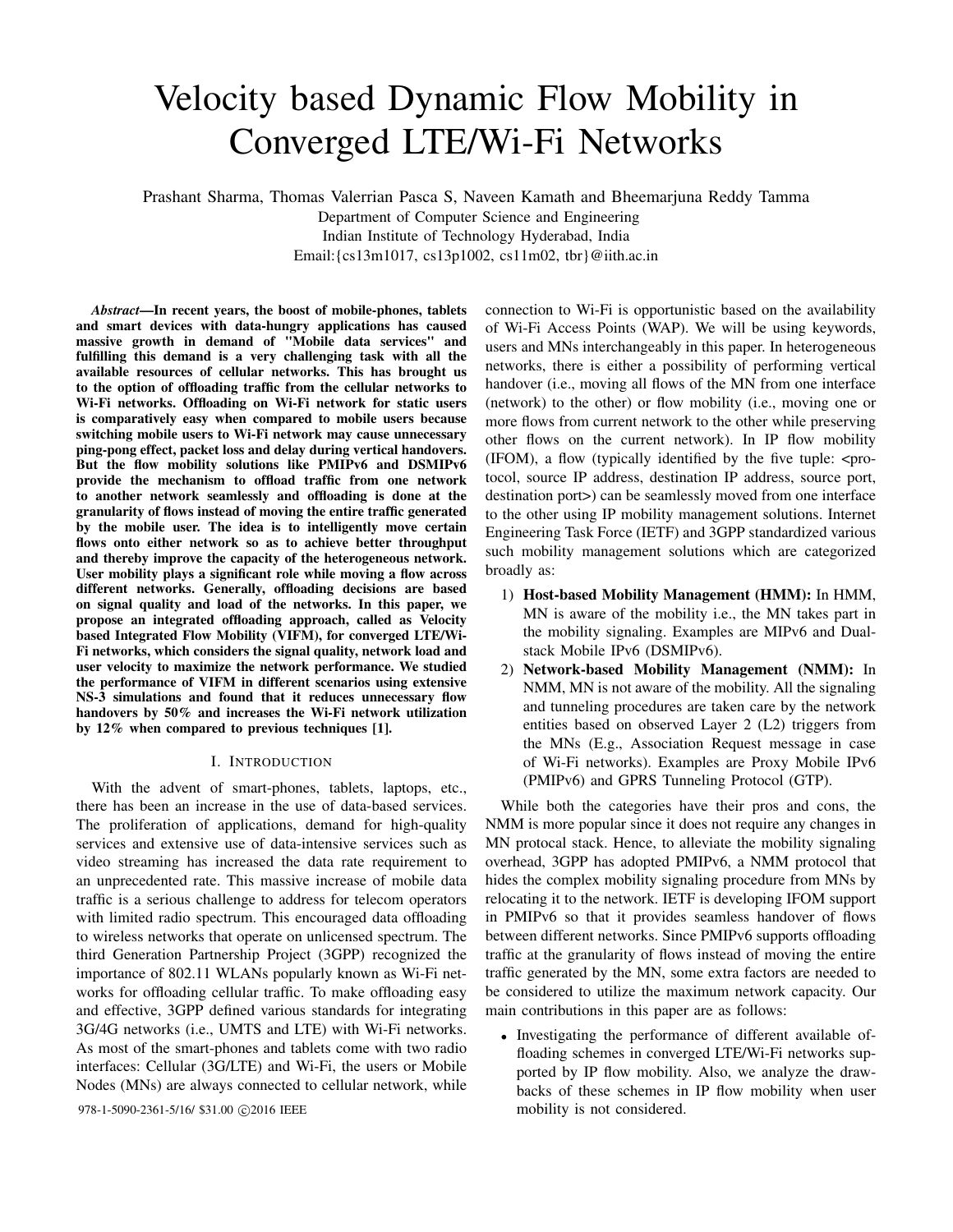# Velocity based Dynamic Flow Mobility in Converged LTE/Wi-Fi Networks

Prashant Sharma, Thomas Valerrian Pasca S, Naveen Kamath and Bheemarjuna Reddy Tamma

Department of Computer Science and Engineering
Indian Institute of Technology Hyderabad, India
Email:{cs13m1017, cs13p1002, cs11m02, tbr}@iith.ac.in

***Abstract*—In recent years, the boost of mobile-phones, tablets and smart devices with data-hungry applications has caused massive growth in demand of "Mobile data services" and fulfilling this demand is a very challenging task with all the available resources of cellular networks. This has brought us to the option of offloading traffic from the cellular networks to Wi-Fi networks. Offloading on Wi-Fi network for static users is comparatively easy when compared to mobile users because switching mobile users to Wi-Fi network may cause unnecessary ping-pong effect, packet loss and delay during vertical handovers. But the flow mobility solutions like PMIPv6 and DSMIPv6 provide the mechanism to offload traffic from one network to another network seamlessly and offloading is done at the granularity of flows instead of moving the entire traffic generated by the mobile user. The idea is to intelligently move certain flows onto either network so as to achieve better throughput and thereby improve the capacity of the heterogeneous network. User mobility plays a significant role while moving a flow across different networks. Generally, offloading decisions are based on signal quality and load of the networks. In this paper, we propose an integrated offloading approach, called as Velocity based Integrated Flow Mobility (VIFM), for converged LTE/Wi-Fi networks, which considers the signal quality, network load and user velocity to maximize the network performance. We studied the performance of VIFM in different scenarios using extensive NS-3 simulations and found that it reduces unnecessary flow handovers by 50% and increases the Wi-Fi network utilization by 12% when compared to previous techniques [1].**

## I. Introduction

With the advent of smart-phones, tablets, laptops, etc., there has been an increase in the use of data-based services. The proliferation of applications, demand for high-quality services and extensive use of data-intensive services such as video streaming has increased the data rate requirement to an unprecedented rate. This massive increase of mobile data traffic is a serious challenge to address for telecom operators with limited radio spectrum. This encouraged data offloading to wireless networks that operate on unlicensed spectrum. The third Generation Partnership Project (3GPP) recognized the importance of 802.11 WLANs popularly known as Wi-Fi networks for offloading cellular traffic. To make offloading easy and effective, 3GPP defined various standards for integrating 3G/4G networks (i.e., UMTS and LTE) with Wi-Fi networks. As most of the smart-phones and tablets come with two radio interfaces: Cellular (3G/LTE) and Wi-Fi, the users or Mobile Nodes (MNs) are always connected to cellular network, while connection to Wi-Fi is opportunistic based on the availability of Wi-Fi Access Points (WAP). We will be using keywords, users and MNs interchangeably in this paper. In heterogeneous networks, there is either a possibility of performing vertical handover (i.e., moving all flows of the MN from one interface (network) to the other) or flow mobility (i.e., moving one or more flows from current network to the other while preserving other flows on the current network). In IP flow mobility (IFOM), a flow (typically identified by the five tuple: <protocol, source IP address, destination IP address, source port, destination port>) can be seamlessly moved from one interface to the other using IP mobility management solutions. Internet Engineering Task Force (IETF) and 3GPP standardized various such mobility management solutions which are categorized broadly as:

1) **Host-based Mobility Management (HMM):** In HMM, MN is aware of the mobility i.e., the MN takes part in the mobility signaling. Examples are MIPv6 and Dual-stack Mobile IPv6 (DSMIPv6).
2) **Network-based Mobility Management (NMM):** In NMM, MN is not aware of the mobility. All the signaling and tunneling procedures are taken care by the network entities based on observed Layer 2 (L2) triggers from the MNs (E.g., Association Request message in case of Wi-Fi networks). Examples are Proxy Mobile IPv6 (PMIPv6) and GPRS Tunneling Protocol (GTP).

While both the categories have their pros and cons, the NMM is more popular since it does not require any changes in MN protocol stack. Hence, to alleviate the mobility signaling overhead, 3GPP has adopted PMIPv6, a NMM protocol that hides the complex mobility signaling procedure from MNs by relocating it to the network. IETF is developing IFOM support in PMIPv6 so that it provides seamless handover of flows between different networks. Since PMIPv6 supports offloading traffic at the granularity of flows instead of moving the entire traffic generated by the MN, some extra factors are needed to be considered to utilize the maximum network capacity. Our main contributions in this paper are as follows:

- Investigating the performance of different available offloading schemes in converged LTE/Wi-Fi networks supported by IP flow mobility. Also, we analyze the drawbacks of these schemes in IP flow mobility when user mobility is not considered.

978-1-5090-2361-5/16/ $31.00 ©2016 IEEE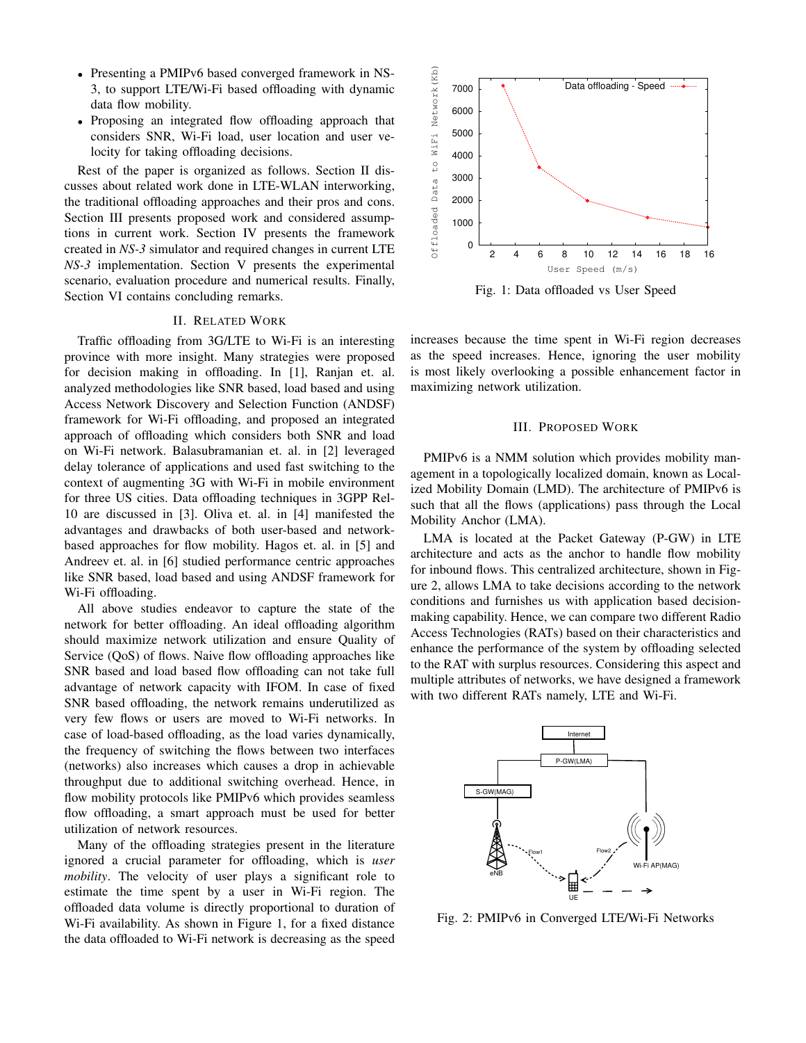- Presenting a PMIPv6 based converged framework in NS-3, to support LTE/Wi-Fi based offloading with dynamic data flow mobility.
- Proposing an integrated flow offloading approach that considers SNR, Wi-Fi load, user location and user velocity for taking offloading decisions.

Rest of the paper is organized as follows. Section II discusses about related work done in LTE-WLAN interworking, the traditional offloading approaches and their pros and cons. Section III presents proposed work and considered assumptions in current work. Section IV presents the framework created in *NS-3* simulator and required changes in current LTE *NS-3* implementation. Section V presents the experimental scenario, evaluation procedure and numerical results. Finally, Section VI contains concluding remarks.

## II. Related Work

Traffic offloading from 3G/LTE to Wi-Fi is an interesting province with more insight. Many strategies were proposed for decision making in offloading. In [1], Ranjan et. al. analyzed methodologies like SNR based, load based and using Access Network Discovery and Selection Function (ANDSF) framework for Wi-Fi offloading, and proposed an integrated approach of offloading which considers both SNR and load on Wi-Fi network. Balasubramanian et. al. in [2] leveraged delay tolerance of applications and used fast switching to the context of augmenting 3G with Wi-Fi in mobile environment for three US cities. Data offloading techniques in 3GPP Rel-10 are discussed in [3]. Oliva et. al. in [4] manifested the advantages and drawbacks of both user-based and network-based approaches for flow mobility. Hagos et. al. in [5] and Andreev et. al. in [6] studied performance centric approaches like SNR based, load based and using ANDSF framework for Wi-Fi offloading.

All above studies endeavor to capture the state of the network for better offloading. An ideal offloading algorithm should maximize network utilization and ensure Quality of Service (QoS) of flows. Naive flow offloading approaches like SNR based and load based flow offloading can not take full advantage of network capacity with IFOM. In case of fixed SNR based offloading, the network remains underutilized as very few flows or users are moved to Wi-Fi networks. In case of load-based offloading, as the load varies dynamically, the frequency of switching the flows between two interfaces (networks) also increases which causes a drop in achievable throughput due to additional switching overhead. Hence, in flow mobility protocols like PMIPv6 which provides seamless flow offloading, a smart approach must be used for better utilization of network resources.

Many of the offloading strategies present in the literature ignored a crucial parameter for offloading, which is *user mobility*. The velocity of user plays a significant role to estimate the time spent by a user in Wi-Fi region. The offloaded data volume is directly proportional to duration of Wi-Fi availability. As shown in Figure 1, for a fixed distance the data offloaded to Wi-Fi network is decreasing as the speed increases because the time spent in Wi-Fi region decreases as the speed increases. Hence, ignoring the user mobility is most likely overlooking a possible enhancement factor in maximizing network utilization.

Offloaded Data to WiFi Network(Kb)
7000
6000
5000
4000
3000
2000
1000
0
2 4 6 8 10 12 14 16 18 16
User Speed (m/s)
Data offloading - Speed

Fig. 1: Data offloaded vs User Speed

## III. Proposed Work

PMIPv6 is a NMM solution which provides mobility management in a topologically localized domain, known as Localized Mobility Domain (LMD). The architecture of PMIPv6 is such that all the flows (applications) pass through the Local Mobility Anchor (LMA).

LMA is located at the Packet Gateway (P-GW) in LTE architecture and acts as the anchor to handle flow mobility for inbound flows. This centralized architecture, shown in Figure 2, allows LMA to take decisions according to the network conditions and furnishes us with application based decision-making capability. Hence, we can compare two different Radio Access Technologies (RATs) based on their characteristics and enhance the performance of the system by offloading selected to the RAT with surplus resources. Considering this aspect and multiple attributes of networks, we have designed a framework with two different RATs namely, LTE and Wi-Fi.

Internet
P-GW(LMA)
S-GW(MAG)
eNB
Flow1
Flow2
Wi-Fi AP(MAG)
UE

Fig. 2: PMIPv6 in Converged LTE/Wi-Fi Networks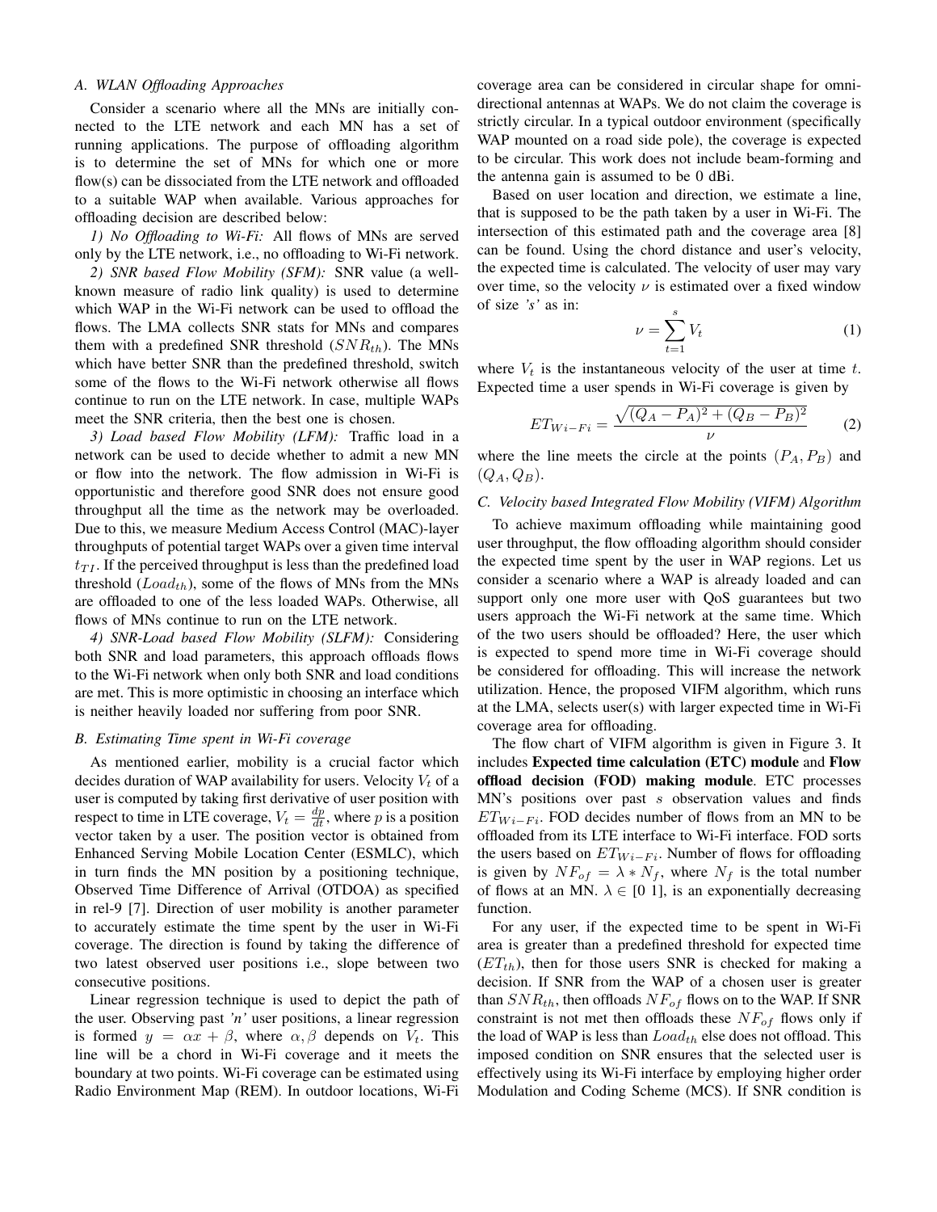### A. WLAN Offloading Approaches

Consider a scenario where all the MNs are initially connected to the LTE network and each MN has a set of running applications. The purpose of offloading algorithm is to determine the set of MNs for which one or more flow(s) can be dissociated from the LTE network and offloaded to a suitable WAP when available. Various approaches for offloading decision are described below:

*1) No Offloading to Wi-Fi:* All flows of MNs are served only by the LTE network, i.e., no offloading to Wi-Fi network.

*2) SNR based Flow Mobility (SFM):* SNR value (a well-known measure of radio link quality) is used to determine which WAP in the Wi-Fi network can be used to offload the flows. The LMA collects SNR stats for MNs and compares them with a predefined SNR threshold ($SNR_{th}$). The MNs which have better SNR than the predefined threshold, switch some of the flows to the Wi-Fi network otherwise all flows continue to run on the LTE network. In case, multiple WAPs meet the SNR criteria, then the best one is chosen.

*3) Load based Flow Mobility (LFM):* Traffic load in a network can be used to decide whether to admit a new MN or flow into the network. The flow admission in Wi-Fi is opportunistic and therefore good SNR does not ensure good throughput all the time as the network may be overloaded. Due to this, we measure Medium Access Control (MAC)-layer throughputs of potential target WAPs over a given time interval $t_{TI}$. If the perceived throughput is less than the predefined load threshold ($Load_{th}$), some of the flows of MNs from the MNs are offloaded to one of the less loaded WAPs. Otherwise, all flows of MNs continue to run on the LTE network.

*4) SNR-Load based Flow Mobility (SLFM):* Considering both SNR and load parameters, this approach offloads flows to the Wi-Fi network when only both SNR and load conditions are met. This is more optimistic in choosing an interface which is neither heavily loaded nor suffering from poor SNR.

### B. Estimating Time spent in Wi-Fi coverage

As mentioned earlier, mobility is a crucial factor which decides duration of WAP availability for users. Velocity $V_t$ of a user is computed by taking first derivative of user position with respect to time in LTE coverage, $V_t = \frac{dp}{dt}$, where $p$ is a position vector taken by a user. The position vector is obtained from Enhanced Serving Mobile Location Center (ESMLC), which in turn finds the MN position by a positioning technique, Observed Time Difference of Arrival (OTDOA) as specified in rel-9 [7]. Direction of user mobility is another parameter to accurately estimate the time spent by the user in Wi-Fi coverage. The direction is found by taking the difference of two latest observed user positions i.e., slope between two consecutive positions.

Linear regression technique is used to depict the path of the user. Observing past *'n'* user positions, a linear regression is formed $y = \alpha x + \beta$, where $\alpha, \beta$ depends on $V_t$. This line will be a chord in Wi-Fi coverage and it meets the boundary at two points. Wi-Fi coverage can be estimated using Radio Environment Map (REM). In outdoor locations, Wi-Fi coverage area can be considered in circular shape for omni-directional antennas at WAPs. We do not claim the coverage is strictly circular. In a typical outdoor environment (specifically WAP mounted on a road side pole), the coverage is expected to be circular. This work does not include beam-forming and the antenna gain is assumed to be 0 dBi.

Based on user location and direction, we estimate a line, that is supposed to be the path taken by a user in Wi-Fi. The intersection of this estimated path and the coverage area [8] can be found. Using the chord distance and user's velocity, the expected time is calculated. The velocity of user may vary over time, so the velocity $\nu$ is estimated over a fixed window of size *'s'* as in:

$$\nu = \sum_{t=1}^{s} V_t \tag{1}$$

where $V_t$ is the instantaneous velocity of the user at time $t$. Expected time a user spends in Wi-Fi coverage is given by

$$ET_{Wi-Fi} = \frac{\sqrt{(Q_A - P_A)^2 + (Q_B - P_B)^2}}{\nu} \tag{2}$$

where the line meets the circle at the points $(P_A, P_B)$ and $(Q_A, Q_B)$.

### C. Velocity based Integrated Flow Mobility (VIFM) Algorithm

To achieve maximum offloading while maintaining good user throughput, the flow offloading algorithm should consider the expected time spent by the user in WAP regions. Let us consider a scenario where a WAP is already loaded and can support only one more user with QoS guarantees but two users approach the Wi-Fi network at the same time. Which of the two users should be offloaded? Here, the user which is expected to spend more time in Wi-Fi coverage should be considered for offloading. This will increase the network utilization. Hence, the proposed VIFM algorithm, which runs at the LMA, selects user(s) with larger expected time in Wi-Fi coverage area for offloading.

The flow chart of VIFM algorithm is given in Figure 3. It includes **Expected time calculation (ETC) module** and **Flow offload decision (FOD) making module**. ETC processes MN's positions over past $s$ observation values and finds $ET_{Wi-Fi}$. FOD decides number of flows from an MN to be offloaded from its LTE interface to Wi-Fi interface. FOD sorts the users based on $ET_{Wi-Fi}$. Number of flows for offloading is given by $NF_{of} = \lambda * N_f$, where $N_f$ is the total number of flows at an MN. $\lambda \in [0\ 1]$, is an exponentially decreasing function.

For any user, if the expected time to be spent in Wi-Fi area is greater than a predefined threshold for expected time ($ET_{th}$), then for those users SNR is checked for making a decision. If SNR from the WAP of a chosen user is greater than $SNR_{th}$, then offloads $NF_{of}$ flows on to the WAP. If SNR constraint is not met then offloads these $NF_{of}$ flows only if the load of WAP is less than $Load_{th}$ else does not offload. This imposed condition on SNR ensures that the selected user is effectively using its Wi-Fi interface by employing higher order Modulation and Coding Scheme (MCS). If SNR condition is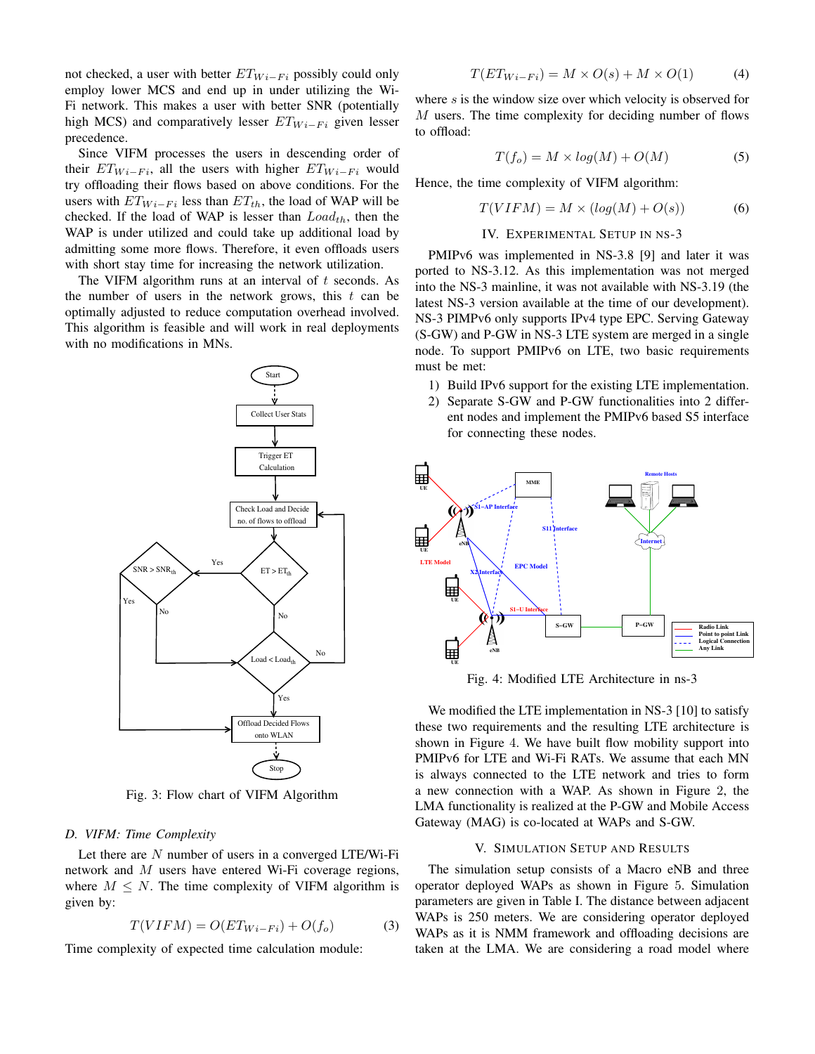not checked, a user with better $ET_{Wi-Fi}$ possibly could only employ lower MCS and end up in under utilizing the Wi-Fi network. This makes a user with better SNR (potentially high MCS) and comparatively lesser $ET_{Wi-Fi}$ given lesser precedence.

Since VIFM processes the users in descending order of their $ET_{Wi-Fi}$, all the users with higher $ET_{Wi-Fi}$ would try offloading their flows based on above conditions. For the users with $ET_{Wi-Fi}$ less than $ET_{th}$, the load of WAP will be checked. If the load of WAP is lesser than $Load_{th}$, then the WAP is under utilized and could take up additional load by admitting some more flows. Therefore, it even offloads users with short stay time for increasing the network utilization.

The VIFM algorithm runs at an interval of $t$ seconds. As the number of users in the network grows, this $t$ can be optimally adjusted to reduce computation overhead involved. This algorithm is feasible and will work in real deployments with no modifications in MNs.

Start
Collect User Stats
Trigger ET Calculation
Check Load and Decide no. of flows to offload
$ET > ET_{th}$
Yes
No
$SNR > SNR_{th}$
Yes
No
$Load < Load_{th}$
No
Yes
Offload Decided Flows onto WLAN
Stop

Fig. 3: Flow chart of VIFM Algorithm

### D. VIFM: Time Complexity

Let there are $N$ number of users in a converged LTE/Wi-Fi network and $M$ users have entered Wi-Fi coverage regions, where $M \leq N$. The time complexity of VIFM algorithm is given by:

$$T(VIFM) = O(ET_{Wi-Fi}) + O(f_o) \tag{3}$$

Time complexity of expected time calculation module:

$$T(ET_{Wi-Fi}) = M \times O(s) + M \times O(1) \tag{4}$$

where $s$ is the window size over which velocity is observed for $M$ users. The time complexity for deciding number of flows to offload:

$$T(f_o) = M \times log(M) + O(M) \tag{5}$$

Hence, the time complexity of VIFM algorithm:

$$T(VIFM) = M \times (log(M) + O(s)) \tag{6}$$

## IV. Experimental Setup in NS-3

PMIPv6 was implemented in NS-3.8 [9] and later it was ported to NS-3.12. As this implementation was not merged into the NS-3 mainline, it was not available with NS-3.19 (the latest NS-3 version available at the time of our development). NS-3 PIMPv6 only supports IPv4 type EPC. Serving Gateway (S-GW) and P-GW in NS-3 LTE system are merged in a single node. To support PMIPv6 on LTE, two basic requirements must be met:

1) Build IPv6 support for the existing LTE implementation.
2) Separate S-GW and P-GW functionalities into 2 different nodes and implement the PMIPv6 based S5 interface for connecting these nodes.

UE
UE
UE
UE
MME
S1-AP Interface
S11 Interface
eNB
eNB
LTE Model
X2 Interface
EPC Model
S1-U Interface
S-GW
P-GW
Remote Hosts
Internet
Radio Link
Point to point Link
Logical Connection
Any Link

Fig. 4: Modified LTE Architecture in ns-3

We modified the LTE implementation in NS-3 [10] to satisfy these two requirements and the resulting LTE architecture is shown in Figure 4. We have built flow mobility support into PMIPv6 for LTE and Wi-Fi RATs. We assume that each MN is always connected to the LTE network and tries to form a new connection with a WAP. As shown in Figure 2, the LMA functionality is realized at the P-GW and Mobile Access Gateway (MAG) is co-located at WAPs and S-GW.

## V. Simulation Setup and Results

The simulation setup consists of a Macro eNB and three operator deployed WAPs as shown in Figure 5. Simulation parameters are given in Table I. The distance between adjacent WAPs is 250 meters. We are considering operator deployed WAPs as it is NMM framework and offloading decisions are taken at the LMA. We are considering a road model where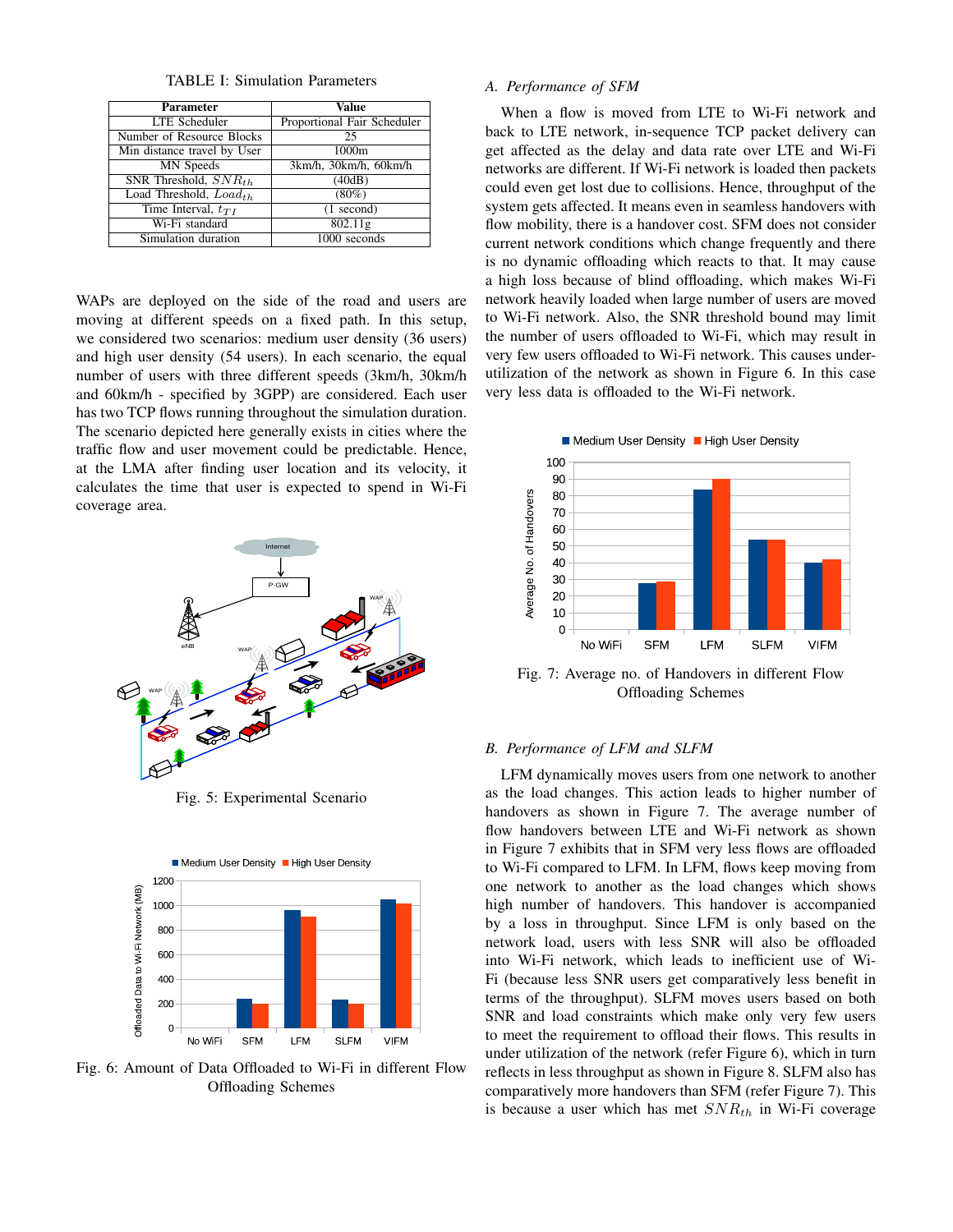TABLE I: Simulation Parameters

| Parameter | Value |
|---|---|
| LTE Scheduler | Proportional Fair Scheduler |
| Number of Resource Blocks | 25 |
| Min distance travel by User | 1000m |
| MN Speeds | 3km/h, 30km/h, 60km/h |
| SNR Threshold, $SNR_{th}$ | (40dB) |
| Load Threshold, $Load_{th}$ | (80%) |
| Time Interval, $t_{TI}$ | (1 second) |
| Wi-Fi standard | 802.11g |
| Simulation duration | 1000 seconds |

WAPs are deployed on the side of the road and users are moving at different speeds on a fixed path. In this setup, we considered two scenarios: medium user density (36 users) and high user density (54 users). In each scenario, the equal number of users with three different speeds (3km/h, 30km/h and 60km/h - specified by 3GPP) are considered. Each user has two TCP flows running throughout the simulation duration. The scenario depicted here generally exists in cities where the traffic flow and user movement could be predictable. Hence, at the LMA after finding user location and its velocity, it calculates the time that user is expected to spend in Wi-Fi coverage area.

Internet
P-GW
eNB
WAP
WAP
WAP
WAP

Fig. 5: Experimental Scenario

Medium User Density  High User Density
Offloaded Data to Wi-Fi Network (MB)
1200
1000
800
600
400
200
0
No WiFi  SFM  LFM  SLFM  VIFM

Fig. 6: Amount of Data Offloaded to Wi-Fi in different Flow Offloading Schemes

### A. Performance of SFM

When a flow is moved from LTE to Wi-Fi network and back to LTE network, in-sequence TCP packet delivery can get affected as the delay and data rate over LTE and Wi-Fi networks are different. If Wi-Fi network is loaded then packets could even get lost due to collisions. Hence, throughput of the system gets affected. It means even in seamless handovers with flow mobility, there is a handover cost. SFM does not consider current network conditions which change frequently and there is no dynamic offloading which reacts to that. It may cause a high loss because of blind offloading, which makes Wi-Fi network heavily loaded when large number of users are moved to Wi-Fi network. Also, the SNR threshold bound may limit the number of users offloaded to Wi-Fi, which may result in very few users offloaded to Wi-Fi network. This causes under-utilization of the network as shown in Figure 6. In this case very less data is offloaded to the Wi-Fi network.

Medium User Density  High User Density
Average No. of Handovers
100
90
80
70
60
50
40
30
20
10
0
No WiFi  SFM  LFM  SLFM  VIFM

Fig. 7: Average no. of Handovers in different Flow Offloading Schemes

### B. Performance of LFM and SLFM

LFM dynamically moves users from one network to another as the load changes. This action leads to higher number of handovers as shown in Figure 7. The average number of flow handovers between LTE and Wi-Fi network as shown in Figure 7 exhibits that in SFM very less flows are offloaded to Wi-Fi compared to LFM. In LFM, flows keep moving from one network to another as the load changes which shows high number of handovers. This handover is accompanied by a loss in throughput. Since LFM is only based on the network load, users with less SNR will also be offloaded into Wi-Fi network, which leads to inefficient use of Wi-Fi (because less SNR users get comparatively less benefit in terms of the throughput). SLFM moves users based on both SNR and load constraints which make only very few users to meet the requirement to offload their flows. This results in under utilization of the network (refer Figure 6), which in turn reflects in less throughput as shown in Figure 8. SLFM also has comparatively more handovers than SFM (refer Figure 7). This is because a user which has met $SNR_{th}$ in Wi-Fi coverage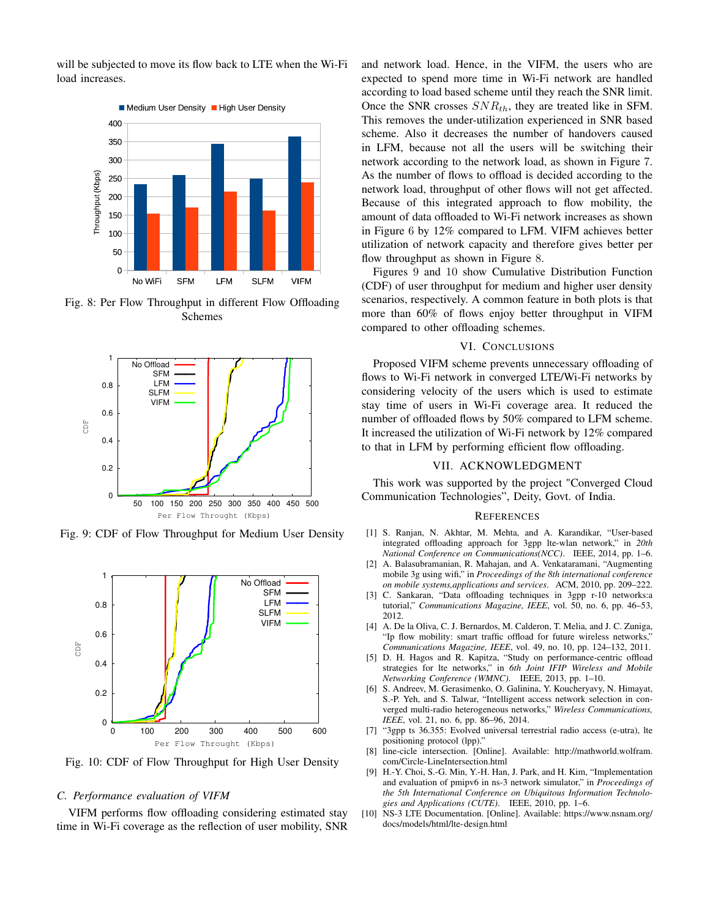will be subjected to move its flow back to LTE when the Wi-Fi load increases.

Medium User Density
High User Density
400
350
300
250
200
150
100
50
0
Throughput (Kbps)
No WiFi
SFM
LFM
SLFM
VIFM

Fig. 8: Per Flow Throughput in different Flow Offloading Schemes

1
0.8
0.6
0.4
0.2
0
CDF
No Offload
SFM
LFM
SLFM
VIFM
50 100 150 200 250 300 350 400 450 500
Per Flow Throught (Kbps)

Fig. 9: CDF of Flow Throughput for Medium User Density

1
0.8
0.6
0.4
0.2
0
CDF
No Offload
SFM
LFM
SLFM
VIFM
0 100 200 300 400 500 600
Per Flow Throught (Kbps)

Fig. 10: CDF of Flow Throughput for High User Density

### *C. Performance evaluation of VIFM*

VIFM performs flow offloading considering estimated stay time in Wi-Fi coverage as the reflection of user mobility, SNR and network load. Hence, in the VIFM, the users who are expected to spend more time in Wi-Fi network are handled according to load based scheme until they reach the SNR limit. Once the SNR crosses $SNR_{th}$, they are treated like in SFM. This removes the under-utilization experienced in SNR based scheme. Also it decreases the number of handovers caused in LFM, because not all the users will be switching their network according to the network load, as shown in Figure 7. As the number of flows to offload is decided according to the network load, throughput of other flows will not get affected. Because of this integrated approach to flow mobility, the amount of data offloaded to Wi-Fi network increases as shown in Figure 6 by 12% compared to LFM. VIFM achieves better utilization of network capacity and therefore gives better per flow throughput as shown in Figure 8.

Figures 9 and 10 show Cumulative Distribution Function (CDF) of user throughput for medium and higher user density scenarios, respectively. A common feature in both plots is that more than 60% of flows enjoy better throughput in VIFM compared to other offloading schemes.

## VI. Conclusions

Proposed VIFM scheme prevents unnecessary offloading of flows to Wi-Fi network in converged LTE/Wi-Fi networks by considering velocity of the users which is used to estimate stay time of users in Wi-Fi coverage area. It reduced the number of offloaded flows by 50% compared to LFM scheme. It increased the utilization of Wi-Fi network by 12% compared to that in LFM by performing efficient flow offloading.

## VII. Acknowledgment

This work was supported by the project "Converged Cloud Communication Technologies", Deity, Govt. of India.

## References

[1] S. Ranjan, N. Akhtar, M. Mehta, and A. Karandikar, "User-based integrated offloading approach for 3gpp lte-wlan network," in *20th National Conference on Communications(NCC)*. IEEE, 2014, pp. 1–6.

[2] A. Balasubramanian, R. Mahajan, and A. Venkataramani, "Augmenting mobile 3g using wifi," in *Proceedings of the 8th international conference on mobile systems,applications and services*. ACM, 2010, pp. 209–222.

[3] C. Sankaran, "Data offloading techniques in 3gpp r-10 networks:a tutorial," *Communications Magazine, IEEE*, vol. 50, no. 6, pp. 46–53, 2012.

[4] A. De la Oliva, C. J. Bernardos, M. Calderon, T. Melia, and J. C. Zuniga, "Ip flow mobility: smart traffic offload for future wireless networks," *Communications Magazine, IEEE*, vol. 49, no. 10, pp. 124–132, 2011.

[5] D. H. Hagos and R. Kapitza, "Study on performance-centric offload strategies for lte networks," in *6th Joint IFIP Wireless and Mobile Networking Conference (WMNC)*. IEEE, 2013, pp. 1–10.

[6] S. Andreev, M. Gerasimenko, O. Galinina, Y. Koucheryavy, N. Himayat, S.-P. Yeh, and S. Talwar, "Intelligent access network selection in converged multi-radio heterogeneous networks," *Wireless Communications, IEEE*, vol. 21, no. 6, pp. 86–96, 2014.

[7] "3gpp ts 36.355: Evolved universal terrestrial radio access (e-utra), lte positioning protocol (lpp)."

[8] line-cicle intersection. [Online]. Available: http://mathworld.wolfram.com/Circle-LineIntersection.html

[9] H.-Y. Choi, S.-G. Min, Y.-H. Han, J. Park, and H. Kim, "Implementation and evaluation of pmipv6 in ns-3 network simulator," in *Proceedings of the 5th International Conference on Ubiquitous Information Technologies and Applications (CUTE)*. IEEE, 2010, pp. 1–6.

[10] NS-3 LTE Documentation. [Online]. Available: https://www.nsnam.org/docs/models/html/lte-design.html